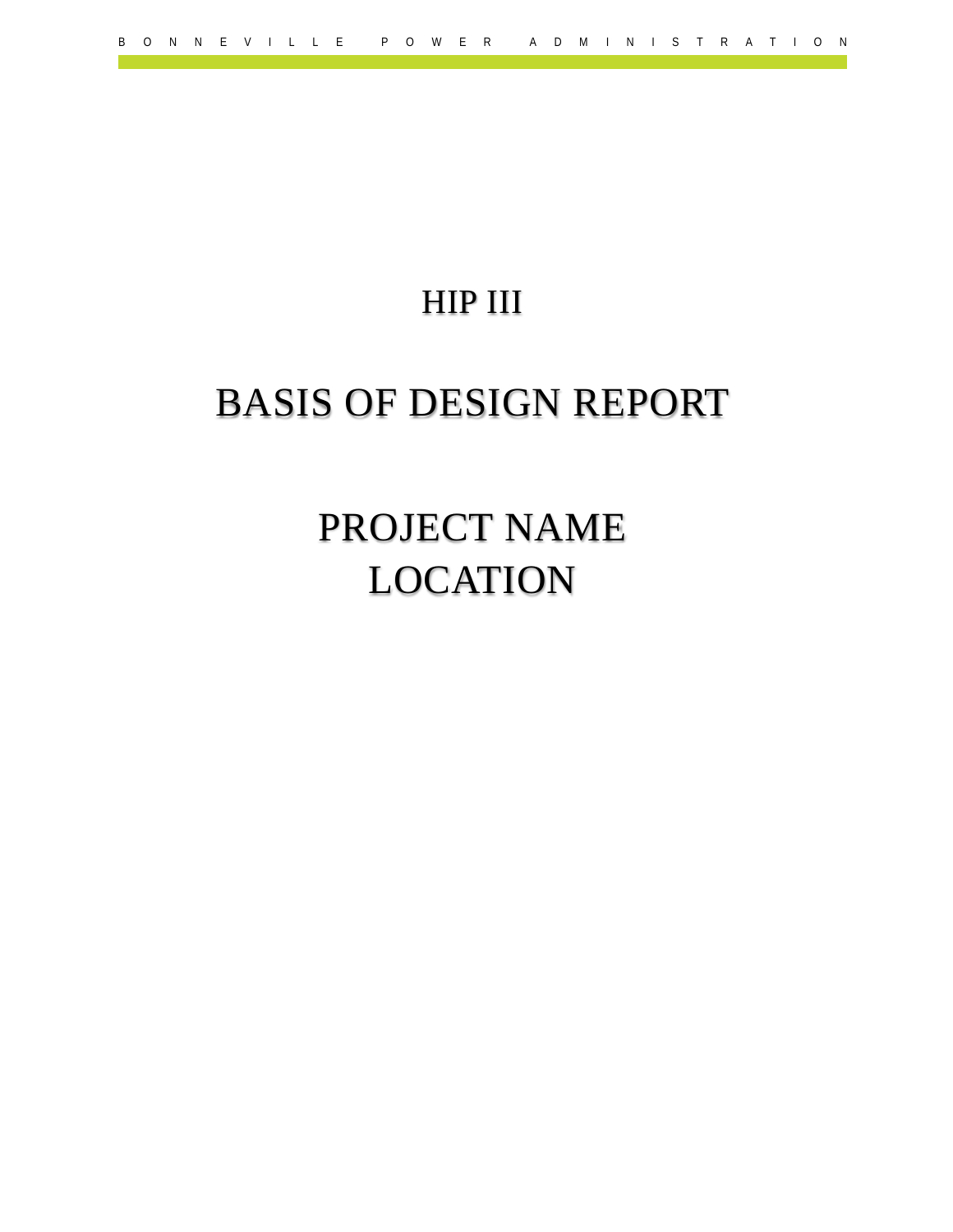# HIP III

# BASIS OF DESIGN REPORT

# PROJECT NAME
# LOCATION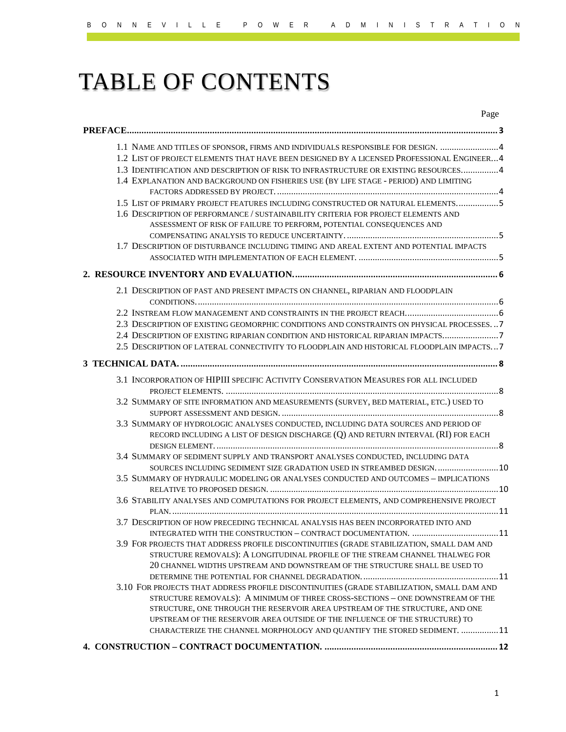# TABLE OF CONTENTS

Page

**PREFACE** .......... **3**

1.1 NAME AND TITLES OF SPONSOR, FIRMS AND INDIVIDUALS RESPONSIBLE FOR DESIGN. .......... 4
1.2 LIST OF PROJECT ELEMENTS THAT HAVE BEEN DESIGNED BY A LICENSED PROFESSIONAL ENGINEER... 4
1.3 IDENTIFICATION AND DESCRIPTION OF RISK TO INFRASTRUCTURE OR EXISTING RESOURCES.......... 4
1.4 EXPLANATION AND BACKGROUND ON FISHERIES USE (BY LIFE STAGE - PERIOD) AND LIMITING FACTORS ADDRESSED BY PROJECT. .......... 4
1.5 LIST OF PRIMARY PROJECT FEATURES INCLUDING CONSTRUCTED OR NATURAL ELEMENTS.......... 5
1.6 DESCRIPTION OF PERFORMANCE / SUSTAINABILITY CRITERIA FOR PROJECT ELEMENTS AND ASSESSMENT OF RISK OF FAILURE TO PERFORM, POTENTIAL CONSEQUENCES AND COMPENSATING ANALYSIS TO REDUCE UNCERTAINTY. .......... 5
1.7 DESCRIPTION OF DISTURBANCE INCLUDING TIMING AND AREAL EXTENT AND POTENTIAL IMPACTS ASSOCIATED WITH IMPLEMENTATION OF EACH ELEMENT. .......... 5

**2. RESOURCE INVENTORY AND EVALUATION.** .......... **6**

2.1 DESCRIPTION OF PAST AND PRESENT IMPACTS ON CHANNEL, RIPARIAN AND FLOODPLAIN CONDITIONS. .......... 6
2.2 INSTREAM FLOW MANAGEMENT AND CONSTRAINTS IN THE PROJECT REACH.......... 6
2.3 DESCRIPTION OF EXISTING GEOMORPHIC CONDITIONS AND CONSTRAINTS ON PHYSICAL PROCESSES. .. 7
2.4 DESCRIPTION OF EXISTING RIPARIAN CONDITION AND HISTORICAL RIPARIAN IMPACTS.......... 7
2.5 DESCRIPTION OF LATERAL CONNECTIVITY TO FLOODPLAIN AND HISTORICAL FLOODPLAIN IMPACTS... 7

**3 TECHNICAL DATA.** .......... **8**

3.1 INCORPORATION OF HIPIII SPECIFIC ACTIVITY CONSERVATION MEASURES FOR ALL INCLUDED PROJECT ELEMENTS. .......... 8
3.2 SUMMARY OF SITE INFORMATION AND MEASUREMENTS (SURVEY, BED MATERIAL, ETC.) USED TO SUPPORT ASSESSMENT AND DESIGN. .......... 8
3.3 SUMMARY OF HYDROLOGIC ANALYSES CONDUCTED, INCLUDING DATA SOURCES AND PERIOD OF RECORD INCLUDING A LIST OF DESIGN DISCHARGE (Q) AND RETURN INTERVAL (RI) FOR EACH DESIGN ELEMENT. .......... 8
3.4 SUMMARY OF SEDIMENT SUPPLY AND TRANSPORT ANALYSES CONDUCTED, INCLUDING DATA SOURCES INCLUDING SEDIMENT SIZE GRADATION USED IN STREAMBED DESIGN. .......... 10
3.5 SUMMARY OF HYDRAULIC MODELING OR ANALYSES CONDUCTED AND OUTCOMES – IMPLICATIONS RELATIVE TO PROPOSED DESIGN. .......... 10
3.6 STABILITY ANALYSES AND COMPUTATIONS FOR PROJECT ELEMENTS, AND COMPREHENSIVE PROJECT PLAN. .......... 11
3.7 DESCRIPTION OF HOW PRECEDING TECHNICAL ANALYSIS HAS BEEN INCORPORATED INTO AND INTEGRATED WITH THE CONSTRUCTION – CONTRACT DOCUMENTATION. .......... 11
3.9 FOR PROJECTS THAT ADDRESS PROFILE DISCONTINUITIES (GRADE STABILIZATION, SMALL DAM AND STRUCTURE REMOVALS): A LONGITUDINAL PROFILE OF THE STREAM CHANNEL THALWEG FOR 20 CHANNEL WIDTHS UPSTREAM AND DOWNSTREAM OF THE STRUCTURE SHALL BE USED TO DETERMINE THE POTENTIAL FOR CHANNEL DEGRADATION. .......... 11
3.10 FOR PROJECTS THAT ADDRESS PROFILE DISCONTINUITIES (GRADE STABILIZATION, SMALL DAM AND STRUCTURE REMOVALS): A MINIMUM OF THREE CROSS-SECTIONS – ONE DOWNSTREAM OF THE STRUCTURE, ONE THROUGH THE RESERVOIR AREA UPSTREAM OF THE STRUCTURE, AND ONE UPSTREAM OF THE RESERVOIR AREA OUTSIDE OF THE INFLUENCE OF THE STRUCTURE) TO CHARACTERIZE THE CHANNEL MORPHOLOGY AND QUANTIFY THE STORED SEDIMENT. .......... 11

**4. CONSTRUCTION – CONTRACT DOCUMENTATION.** .......... **12**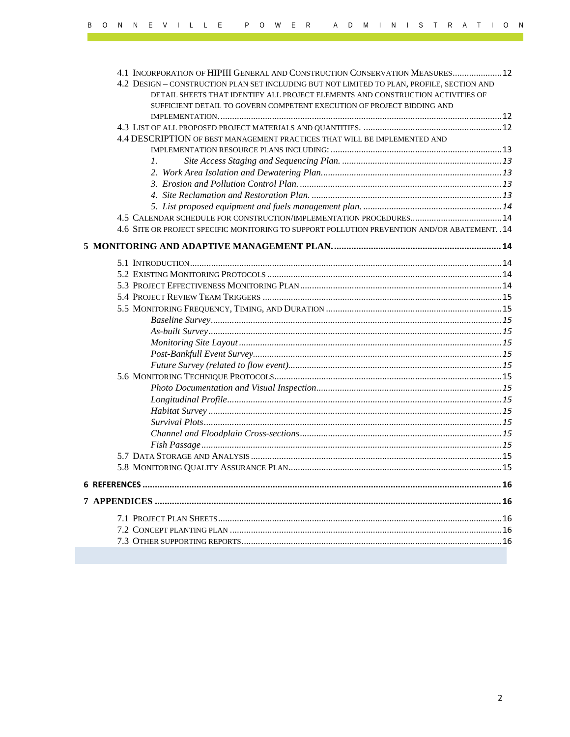4.1 INCORPORATION OF HIPIII GENERAL AND CONSTRUCTION CONSERVATION MEASURES.....................12

4.2 DESIGN – CONSTRUCTION PLAN SET INCLUDING BUT NOT LIMITED TO PLAN, PROFILE, SECTION AND DETAIL SHEETS THAT IDENTIFY ALL PROJECT ELEMENTS AND CONSTRUCTION ACTIVITIES OF SUFFICIENT DETAIL TO GOVERN COMPETENT EXECUTION OF PROJECT BIDDING AND IMPLEMENTATION........................................................................................................................12

4.3 LIST OF ALL PROPOSED PROJECT MATERIALS AND QUANTITIES. ...........................................................12

4.4 DESCRIPTION OF BEST MANAGEMENT PRACTICES THAT WILL BE IMPLEMENTED AND IMPLEMENTATION RESOURCE PLANS INCLUDING: .........................................................................13

*1. Site Access Staging and Sequencing Plan.* ....................................................................*13*

*2. Work Area Isolation and Dewatering Plan.*............................................................................*13*

*3. Erosion and Pollution Control Plan.* ......................................................................................*13*

*4. Site Reclamation and Restoration Plan.* .................................................................................*13*

*5. List proposed equipment and fuels management plan.* ...........................................................*14*

4.5 CALENDAR SCHEDULE FOR CONSTRUCTION/IMPLEMENTATION PROCEDURES.......................................14

4.6 SITE OR PROJECT SPECIFIC MONITORING TO SUPPORT POLLUTION PREVENTION AND/OR ABATEMENT. ..14

**5 MONITORING AND ADAPTIVE MANAGEMENT PLAN. ...................................................................14**

5.1 INTRODUCTION....................................................................................................................................14

5.2 EXISTING MONITORING PROTOCOLS ...................................................................................................14

5.3 PROJECT EFFECTIVENESS MONITORING PLAN.....................................................................................14

5.4 PROJECT REVIEW TEAM TRIGGERS .....................................................................................................15

5.5 MONITORING FREQUENCY, TIMING, AND DURATION ..........................................................................15

*Baseline Survey*...........................................................................................................*15*

*As-built Survey*............................................................................................................*15*

*Monitoring Site Layout*...............................................................................................*15*

*Post-Bankfull Event Survey*.........................................................................................*15*

*Future Survey (related to flow event)*..........................................................................*15*

5.6 MONITORING TECHNIQUE PROTOCOLS.................................................................................................15

*Photo Documentation and Visual Inspection*..............................................................*15*

*Longitudinal Profile*....................................................................................................*15*

*Habitat Survey* ............................................................................................................*15*

*Survival Plots*..............................................................................................................*15*

*Channel and Floodplain Cross-sections*.....................................................................*15*

*Fish Passage*...............................................................................................................*15*

5.7 DATA STORAGE AND ANALYSIS..........................................................................................................15

5.8 MONITORING QUALITY ASSURANCE PLAN..........................................................................................15

**6 REFERENCES .................................................................................................................................16**

**7 APPENDICES ...............................................................................................................................16**

7.1 PROJECT PLAN SHEETS........................................................................................................................16

7.2 CONCEPT PLANTING PLAN ..................................................................................................................16

7.3 OTHER SUPPORTING REPORTS..............................................................................................................16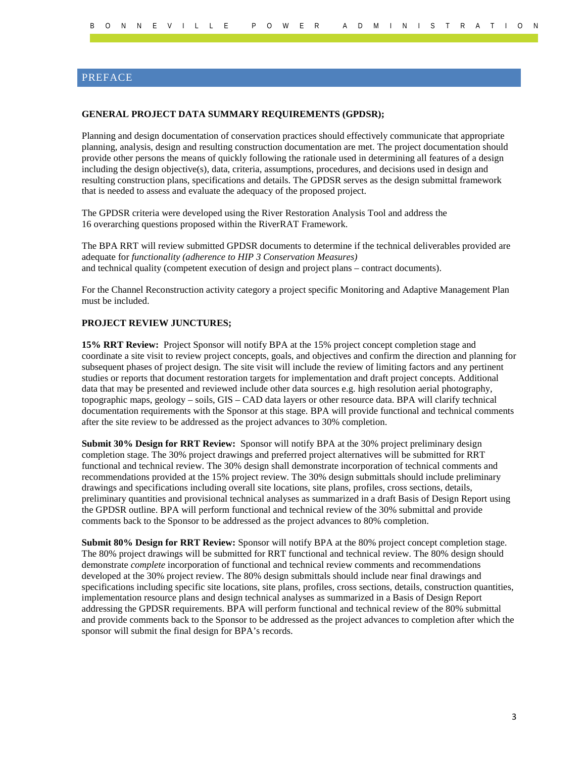# PREFACE

**GENERAL PROJECT DATA SUMMARY REQUIREMENTS (GPDSR);**

Planning and design documentation of conservation practices should effectively communicate that appropriate planning, analysis, design and resulting construction documentation are met. The project documentation should provide other persons the means of quickly following the rationale used in determining all features of a design including the design objective(s), data, criteria, assumptions, procedures, and decisions used in design and resulting construction plans, specifications and details. The GPDSR serves as the design submittal framework that is needed to assess and evaluate the adequacy of the proposed project.

The GPDSR criteria were developed using the River Restoration Analysis Tool and address the 16 overarching questions proposed within the RiverRAT Framework.

The BPA RRT will review submitted GPDSR documents to determine if the technical deliverables provided are adequate for *functionality (adherence to HIP 3 Conservation Measures)* and technical quality (competent execution of design and project plans – contract documents).

For the Channel Reconstruction activity category a project specific Monitoring and Adaptive Management Plan must be included.

**PROJECT REVIEW JUNCTURES;**

**15% RRT Review:** Project Sponsor will notify BPA at the 15% project concept completion stage and coordinate a site visit to review project concepts, goals, and objectives and confirm the direction and planning for subsequent phases of project design. The site visit will include the review of limiting factors and any pertinent studies or reports that document restoration targets for implementation and draft project concepts. Additional data that may be presented and reviewed include other data sources e.g. high resolution aerial photography, topographic maps, geology – soils, GIS – CAD data layers or other resource data. BPA will clarify technical documentation requirements with the Sponsor at this stage. BPA will provide functional and technical comments after the site review to be addressed as the project advances to 30% completion.

**Submit 30% Design for RRT Review:** Sponsor will notify BPA at the 30% project preliminary design completion stage. The 30% project drawings and preferred project alternatives will be submitted for RRT functional and technical review. The 30% design shall demonstrate incorporation of technical comments and recommendations provided at the 15% project review. The 30% design submittals should include preliminary drawings and specifications including overall site locations, site plans, profiles, cross sections, details, preliminary quantities and provisional technical analyses as summarized in a draft Basis of Design Report using the GPDSR outline. BPA will perform functional and technical review of the 30% submittal and provide comments back to the Sponsor to be addressed as the project advances to 80% completion.

**Submit 80% Design for RRT Review:** Sponsor will notify BPA at the 80% project concept completion stage. The 80% project drawings will be submitted for RRT functional and technical review. The 80% design should demonstrate *complete* incorporation of functional and technical review comments and recommendations developed at the 30% project review. The 80% design submittals should include near final drawings and specifications including specific site locations, site plans, profiles, cross sections, details, construction quantities, implementation resource plans and design technical analyses as summarized in a Basis of Design Report addressing the GPDSR requirements. BPA will perform functional and technical review of the 80% submittal and provide comments back to the Sponsor to be addressed as the project advances to completion after which the sponsor will submit the final design for BPA's records.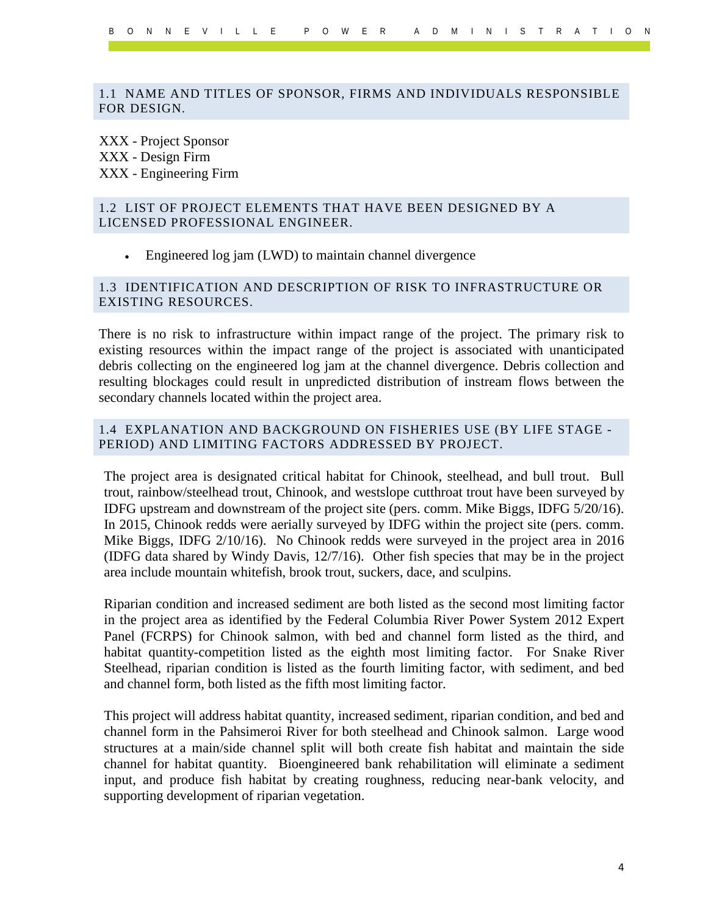## 1.1 NAME AND TITLES OF SPONSOR, FIRMS AND INDIVIDUALS RESPONSIBLE FOR DESIGN.

XXX - Project Sponsor
XXX - Design Firm
XXX - Engineering Firm

## 1.2 LIST OF PROJECT ELEMENTS THAT HAVE BEEN DESIGNED BY A LICENSED PROFESSIONAL ENGINEER.

- Engineered log jam (LWD) to maintain channel divergence

## 1.3 IDENTIFICATION AND DESCRIPTION OF RISK TO INFRASTRUCTURE OR EXISTING RESOURCES.

There is no risk to infrastructure within impact range of the project. The primary risk to existing resources within the impact range of the project is associated with unanticipated debris collecting on the engineered log jam at the channel divergence. Debris collection and resulting blockages could result in unpredicted distribution of instream flows between the secondary channels located within the project area.

## 1.4 EXPLANATION AND BACKGROUND ON FISHERIES USE (BY LIFE STAGE - PERIOD) AND LIMITING FACTORS ADDRESSED BY PROJECT.

The project area is designated critical habitat for Chinook, steelhead, and bull trout. Bull trout, rainbow/steelhead trout, Chinook, and westslope cutthroat trout have been surveyed by IDFG upstream and downstream of the project site (pers. comm. Mike Biggs, IDFG 5/20/16). In 2015, Chinook redds were aerially surveyed by IDFG within the project site (pers. comm. Mike Biggs, IDFG 2/10/16). No Chinook redds were surveyed in the project area in 2016 (IDFG data shared by Windy Davis, 12/7/16). Other fish species that may be in the project area include mountain whitefish, brook trout, suckers, dace, and sculpins.

Riparian condition and increased sediment are both listed as the second most limiting factor in the project area as identified by the Federal Columbia River Power System 2012 Expert Panel (FCRPS) for Chinook salmon, with bed and channel form listed as the third, and habitat quantity-competition listed as the eighth most limiting factor. For Snake River Steelhead, riparian condition is listed as the fourth limiting factor, with sediment, and bed and channel form, both listed as the fifth most limiting factor.

This project will address habitat quantity, increased sediment, riparian condition, and bed and channel form in the Pahsimeroi River for both steelhead and Chinook salmon. Large wood structures at a main/side channel split will both create fish habitat and maintain the side channel for habitat quantity. Bioengineered bank rehabilitation will eliminate a sediment input, and produce fish habitat by creating roughness, reducing near-bank velocity, and supporting development of riparian vegetation.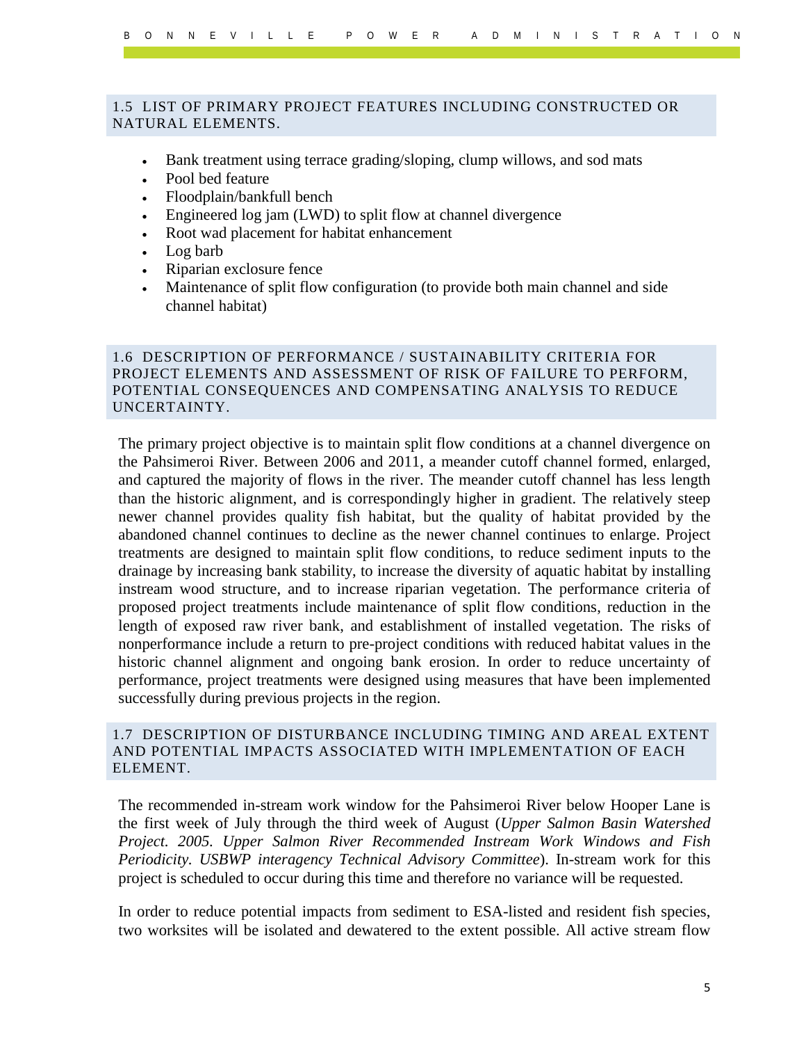## 1.5 LIST OF PRIMARY PROJECT FEATURES INCLUDING CONSTRUCTED OR NATURAL ELEMENTS.

- Bank treatment using terrace grading/sloping, clump willows, and sod mats
- Pool bed feature
- Floodplain/bankfull bench
- Engineered log jam (LWD) to split flow at channel divergence
- Root wad placement for habitat enhancement
- Log barb
- Riparian exclosure fence
- Maintenance of split flow configuration (to provide both main channel and side channel habitat)

## 1.6 DESCRIPTION OF PERFORMANCE / SUSTAINABILITY CRITERIA FOR PROJECT ELEMENTS AND ASSESSMENT OF RISK OF FAILURE TO PERFORM, POTENTIAL CONSEQUENCES AND COMPENSATING ANALYSIS TO REDUCE UNCERTAINTY.

The primary project objective is to maintain split flow conditions at a channel divergence on the Pahsimeroi River. Between 2006 and 2011, a meander cutoff channel formed, enlarged, and captured the majority of flows in the river. The meander cutoff channel has less length than the historic alignment, and is correspondingly higher in gradient. The relatively steep newer channel provides quality fish habitat, but the quality of habitat provided by the abandoned channel continues to decline as the newer channel continues to enlarge. Project treatments are designed to maintain split flow conditions, to reduce sediment inputs to the drainage by increasing bank stability, to increase the diversity of aquatic habitat by installing instream wood structure, and to increase riparian vegetation. The performance criteria of proposed project treatments include maintenance of split flow conditions, reduction in the length of exposed raw river bank, and establishment of installed vegetation. The risks of nonperformance include a return to pre-project conditions with reduced habitat values in the historic channel alignment and ongoing bank erosion. In order to reduce uncertainty of performance, project treatments were designed using measures that have been implemented successfully during previous projects in the region.

## 1.7 DESCRIPTION OF DISTURBANCE INCLUDING TIMING AND AREAL EXTENT AND POTENTIAL IMPACTS ASSOCIATED WITH IMPLEMENTATION OF EACH ELEMENT.

The recommended in-stream work window for the Pahsimeroi River below Hooper Lane is the first week of July through the third week of August (*Upper Salmon Basin Watershed Project. 2005. Upper Salmon River Recommended Instream Work Windows and Fish Periodicity. USBWP interagency Technical Advisory Committee*). In-stream work for this project is scheduled to occur during this time and therefore no variance will be requested.

In order to reduce potential impacts from sediment to ESA-listed and resident fish species, two worksites will be isolated and dewatered to the extent possible. All active stream flow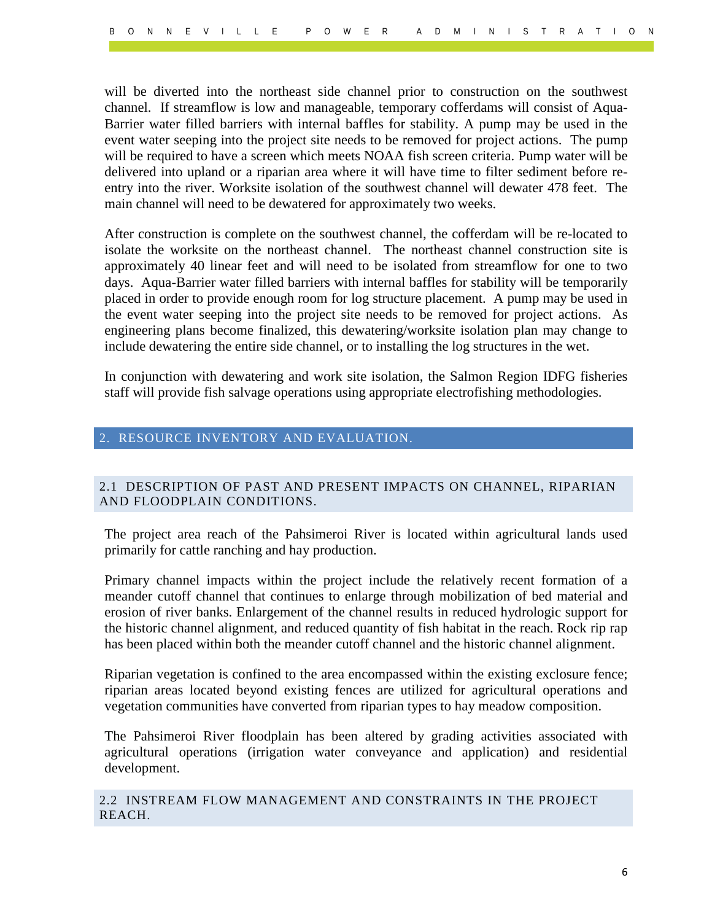will be diverted into the northeast side channel prior to construction on the southwest channel. If streamflow is low and manageable, temporary cofferdams will consist of Aqua-Barrier water filled barriers with internal baffles for stability. A pump may be used in the event water seeping into the project site needs to be removed for project actions. The pump will be required to have a screen which meets NOAA fish screen criteria. Pump water will be delivered into upland or a riparian area where it will have time to filter sediment before re-entry into the river. Worksite isolation of the southwest channel will dewater 478 feet. The main channel will need to be dewatered for approximately two weeks.

After construction is complete on the southwest channel, the cofferdam will be re-located to isolate the worksite on the northeast channel. The northeast channel construction site is approximately 40 linear feet and will need to be isolated from streamflow for one to two days. Aqua-Barrier water filled barriers with internal baffles for stability will be temporarily placed in order to provide enough room for log structure placement. A pump may be used in the event water seeping into the project site needs to be removed for project actions. As engineering plans become finalized, this dewatering/worksite isolation plan may change to include dewatering the entire side channel, or to installing the log structures in the wet.

In conjunction with dewatering and work site isolation, the Salmon Region IDFG fisheries staff will provide fish salvage operations using appropriate electrofishing methodologies.

## 2. RESOURCE INVENTORY AND EVALUATION.

### 2.1 DESCRIPTION OF PAST AND PRESENT IMPACTS ON CHANNEL, RIPARIAN AND FLOODPLAIN CONDITIONS.

The project area reach of the Pahsimeroi River is located within agricultural lands used primarily for cattle ranching and hay production.

Primary channel impacts within the project include the relatively recent formation of a meander cutoff channel that continues to enlarge through mobilization of bed material and erosion of river banks. Enlargement of the channel results in reduced hydrologic support for the historic channel alignment, and reduced quantity of fish habitat in the reach. Rock rip rap has been placed within both the meander cutoff channel and the historic channel alignment.

Riparian vegetation is confined to the area encompassed within the existing exclosure fence; riparian areas located beyond existing fences are utilized for agricultural operations and vegetation communities have converted from riparian types to hay meadow composition.

The Pahsimeroi River floodplain has been altered by grading activities associated with agricultural operations (irrigation water conveyance and application) and residential development.

### 2.2 INSTREAM FLOW MANAGEMENT AND CONSTRAINTS IN THE PROJECT REACH.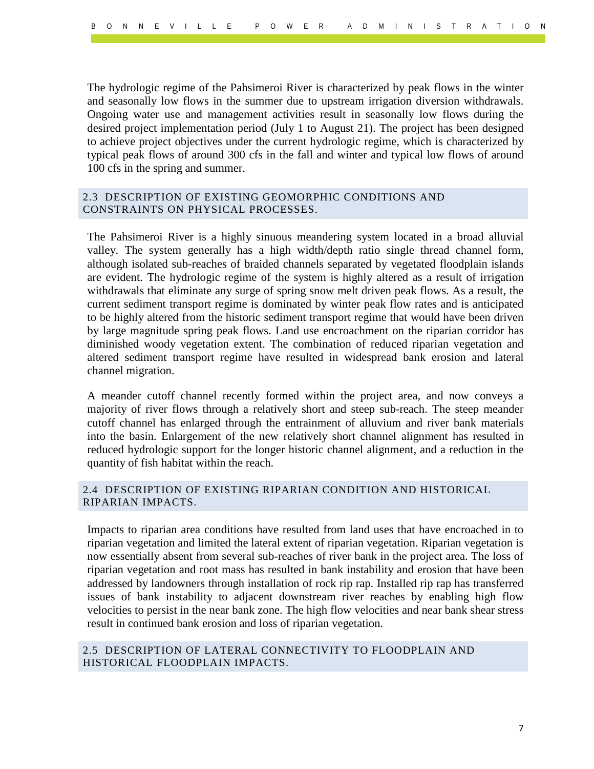The hydrologic regime of the Pahsimeroi River is characterized by peak flows in the winter and seasonally low flows in the summer due to upstream irrigation diversion withdrawals. Ongoing water use and management activities result in seasonally low flows during the desired project implementation period (July 1 to August 21). The project has been designed to achieve project objectives under the current hydrologic regime, which is characterized by typical peak flows of around 300 cfs in the fall and winter and typical low flows of around 100 cfs in the spring and summer.

## 2.3 DESCRIPTION OF EXISTING GEOMORPHIC CONDITIONS AND CONSTRAINTS ON PHYSICAL PROCESSES.

The Pahsimeroi River is a highly sinuous meandering system located in a broad alluvial valley. The system generally has a high width/depth ratio single thread channel form, although isolated sub-reaches of braided channels separated by vegetated floodplain islands are evident. The hydrologic regime of the system is highly altered as a result of irrigation withdrawals that eliminate any surge of spring snow melt driven peak flows. As a result, the current sediment transport regime is dominated by winter peak flow rates and is anticipated to be highly altered from the historic sediment transport regime that would have been driven by large magnitude spring peak flows. Land use encroachment on the riparian corridor has diminished woody vegetation extent. The combination of reduced riparian vegetation and altered sediment transport regime have resulted in widespread bank erosion and lateral channel migration.

A meander cutoff channel recently formed within the project area, and now conveys a majority of river flows through a relatively short and steep sub-reach. The steep meander cutoff channel has enlarged through the entrainment of alluvium and river bank materials into the basin. Enlargement of the new relatively short channel alignment has resulted in reduced hydrologic support for the longer historic channel alignment, and a reduction in the quantity of fish habitat within the reach.

## 2.4 DESCRIPTION OF EXISTING RIPARIAN CONDITION AND HISTORICAL RIPARIAN IMPACTS.

Impacts to riparian area conditions have resulted from land uses that have encroached in to riparian vegetation and limited the lateral extent of riparian vegetation. Riparian vegetation is now essentially absent from several sub-reaches of river bank in the project area. The loss of riparian vegetation and root mass has resulted in bank instability and erosion that have been addressed by landowners through installation of rock rip rap. Installed rip rap has transferred issues of bank instability to adjacent downstream river reaches by enabling high flow velocities to persist in the near bank zone. The high flow velocities and near bank shear stress result in continued bank erosion and loss of riparian vegetation.

## 2.5 DESCRIPTION OF LATERAL CONNECTIVITY TO FLOODPLAIN AND HISTORICAL FLOODPLAIN IMPACTS.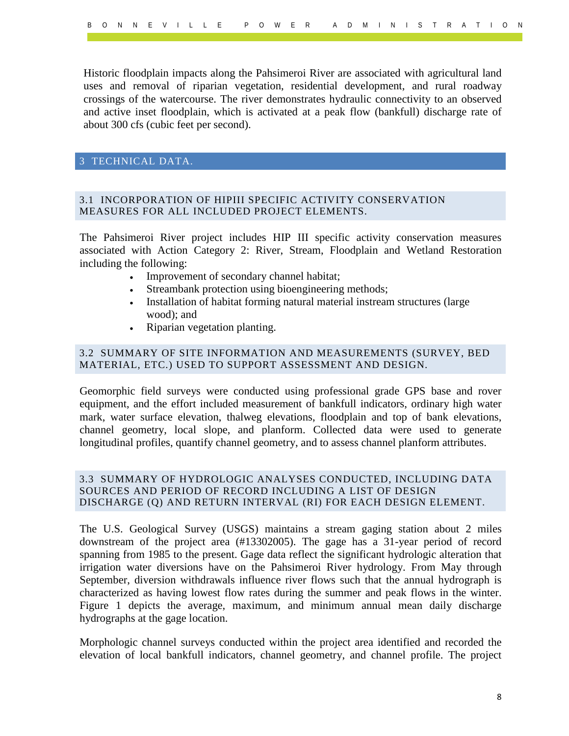Historic floodplain impacts along the Pahsimeroi River are associated with agricultural land uses and removal of riparian vegetation, residential development, and rural roadway crossings of the watercourse. The river demonstrates hydraulic connectivity to an observed and active inset floodplain, which is activated at a peak flow (bankfull) discharge rate of about 300 cfs (cubic feet per second).

# 3 TECHNICAL DATA.

## 3.1 INCORPORATION OF HIPIII SPECIFIC ACTIVITY CONSERVATION MEASURES FOR ALL INCLUDED PROJECT ELEMENTS.

The Pahsimeroi River project includes HIP III specific activity conservation measures associated with Action Category 2: River, Stream, Floodplain and Wetland Restoration including the following:

- Improvement of secondary channel habitat;
- Streambank protection using bioengineering methods;
- Installation of habitat forming natural material instream structures (large wood); and
- Riparian vegetation planting.

## 3.2 SUMMARY OF SITE INFORMATION AND MEASUREMENTS (SURVEY, BED MATERIAL, ETC.) USED TO SUPPORT ASSESSMENT AND DESIGN.

Geomorphic field surveys were conducted using professional grade GPS base and rover equipment, and the effort included measurement of bankfull indicators, ordinary high water mark, water surface elevation, thalweg elevations, floodplain and top of bank elevations, channel geometry, local slope, and planform. Collected data were used to generate longitudinal profiles, quantify channel geometry, and to assess channel planform attributes.

## 3.3 SUMMARY OF HYDROLOGIC ANALYSES CONDUCTED, INCLUDING DATA SOURCES AND PERIOD OF RECORD INCLUDING A LIST OF DESIGN DISCHARGE (Q) AND RETURN INTERVAL (RI) FOR EACH DESIGN ELEMENT.

The U.S. Geological Survey (USGS) maintains a stream gaging station about 2 miles downstream of the project area (#13302005). The gage has a 31-year period of record spanning from 1985 to the present. Gage data reflect the significant hydrologic alteration that irrigation water diversions have on the Pahsimeroi River hydrology. From May through September, diversion withdrawals influence river flows such that the annual hydrograph is characterized as having lowest flow rates during the summer and peak flows in the winter. Figure 1 depicts the average, maximum, and minimum annual mean daily discharge hydrographs at the gage location.

Morphologic channel surveys conducted within the project area identified and recorded the elevation of local bankfull indicators, channel geometry, and channel profile. The project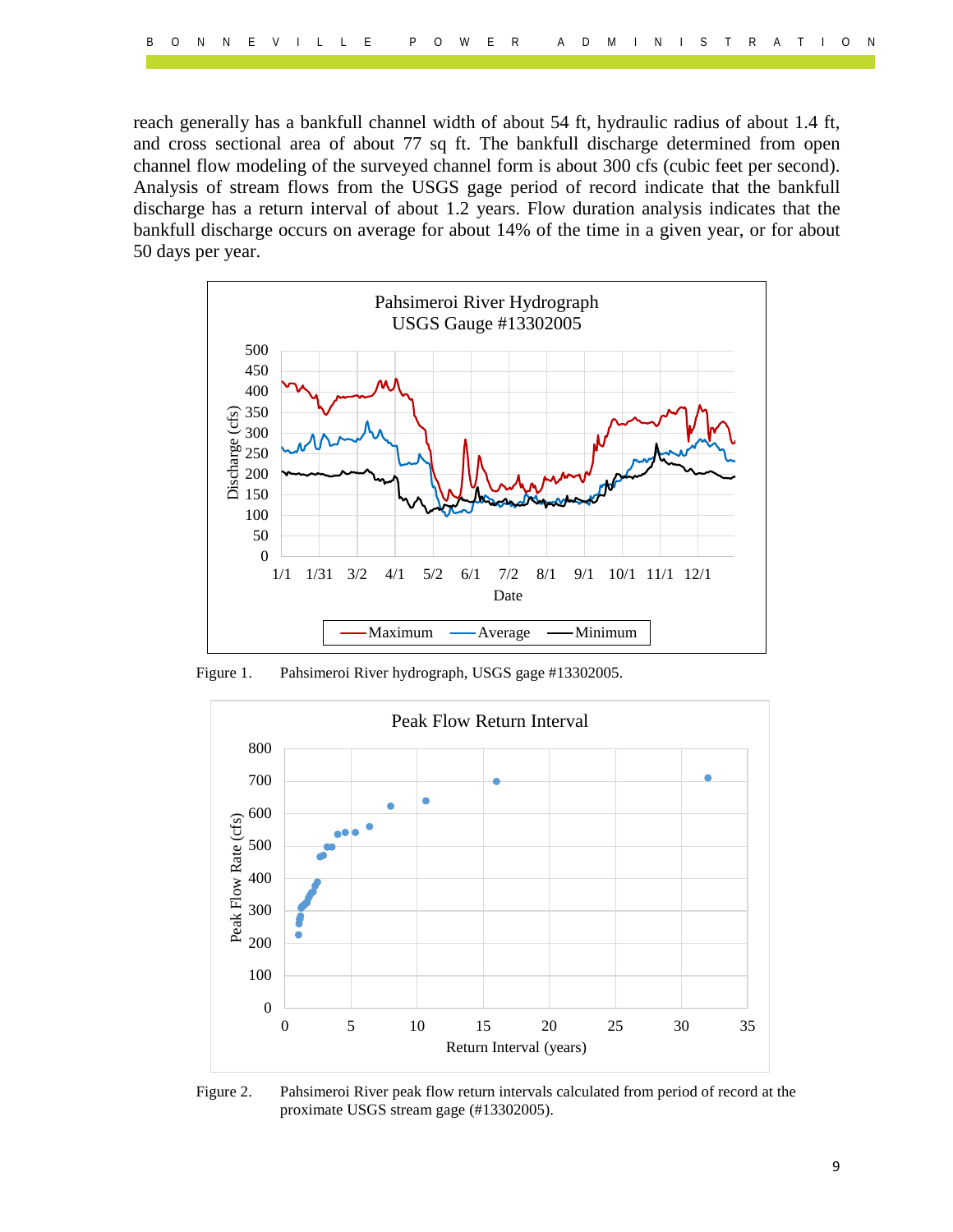reach generally has a bankfull channel width of about 54 ft, hydraulic radius of about 1.4 ft, and cross sectional area of about 77 sq ft. The bankfull discharge determined from open channel flow modeling of the surveyed channel form is about 300 cfs (cubic feet per second). Analysis of stream flows from the USGS gage period of record indicate that the bankfull discharge has a return interval of about 1.2 years. Flow duration analysis indicates that the bankfull discharge occurs on average for about 14% of the time in a given year, or for about 50 days per year.

Figure 1. Pahsimeroi River hydrograph, USGS gage #13302005.

Figure 2. Pahsimeroi River peak flow return intervals calculated from period of record at the proximate USGS stream gage (#13302005).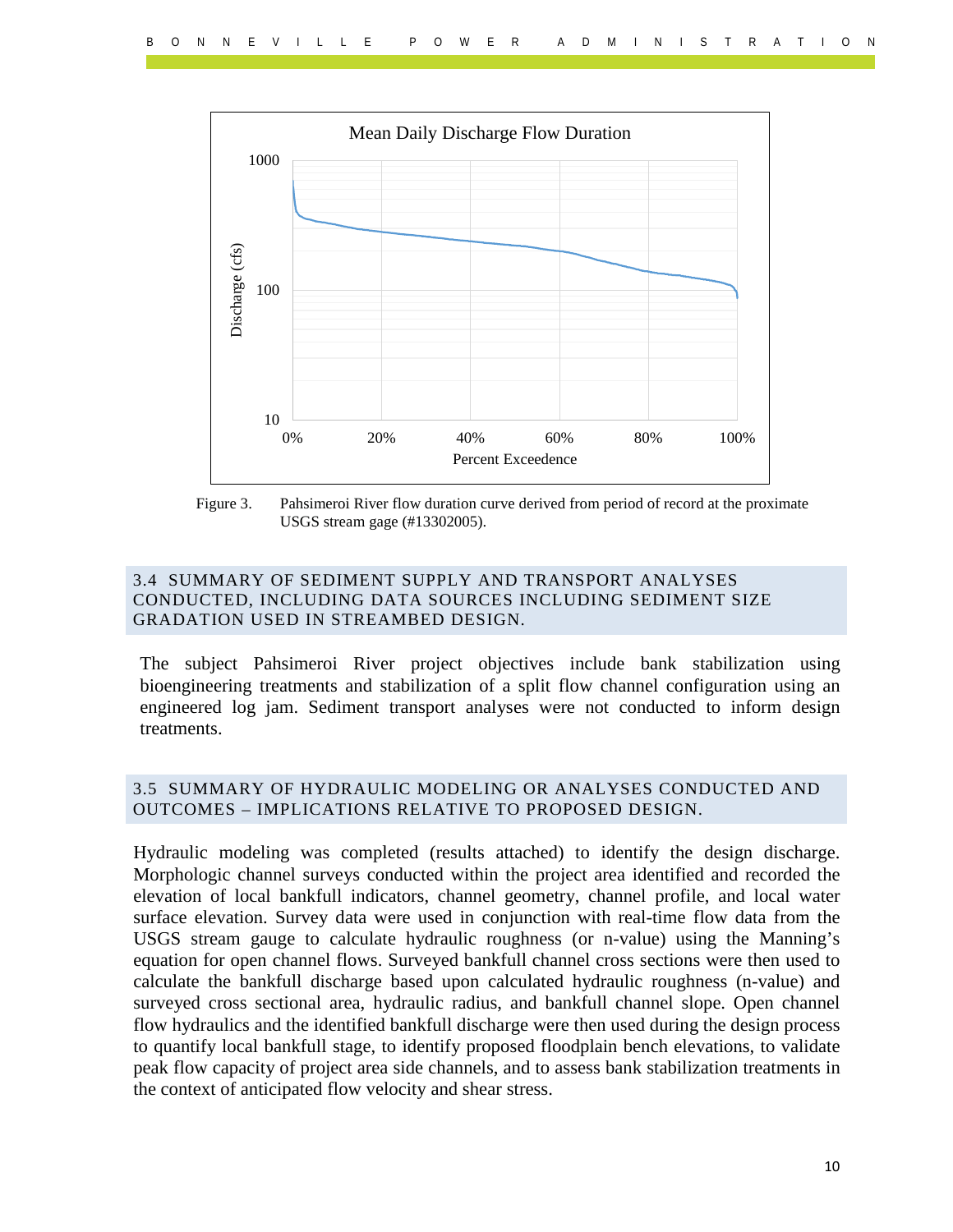Figure 3. Pahsimeroi River flow duration curve derived from period of record at the proximate USGS stream gage (#13302005).

## 3.4 SUMMARY OF SEDIMENT SUPPLY AND TRANSPORT ANALYSES CONDUCTED, INCLUDING DATA SOURCES INCLUDING SEDIMENT SIZE GRADATION USED IN STREAMBED DESIGN.

The subject Pahsimeroi River project objectives include bank stabilization using bioengineering treatments and stabilization of a split flow channel configuration using an engineered log jam. Sediment transport analyses were not conducted to inform design treatments.

## 3.5 SUMMARY OF HYDRAULIC MODELING OR ANALYSES CONDUCTED AND OUTCOMES – IMPLICATIONS RELATIVE TO PROPOSED DESIGN.

Hydraulic modeling was completed (results attached) to identify the design discharge. Morphologic channel surveys conducted within the project area identified and recorded the elevation of local bankfull indicators, channel geometry, channel profile, and local water surface elevation. Survey data were used in conjunction with real-time flow data from the USGS stream gauge to calculate hydraulic roughness (or n-value) using the Manning's equation for open channel flows. Surveyed bankfull channel cross sections were then used to calculate the bankfull discharge based upon calculated hydraulic roughness (n-value) and surveyed cross sectional area, hydraulic radius, and bankfull channel slope. Open channel flow hydraulics and the identified bankfull discharge were then used during the design process to quantify local bankfull stage, to identify proposed floodplain bench elevations, to validate peak flow capacity of project area side channels, and to assess bank stabilization treatments in the context of anticipated flow velocity and shear stress.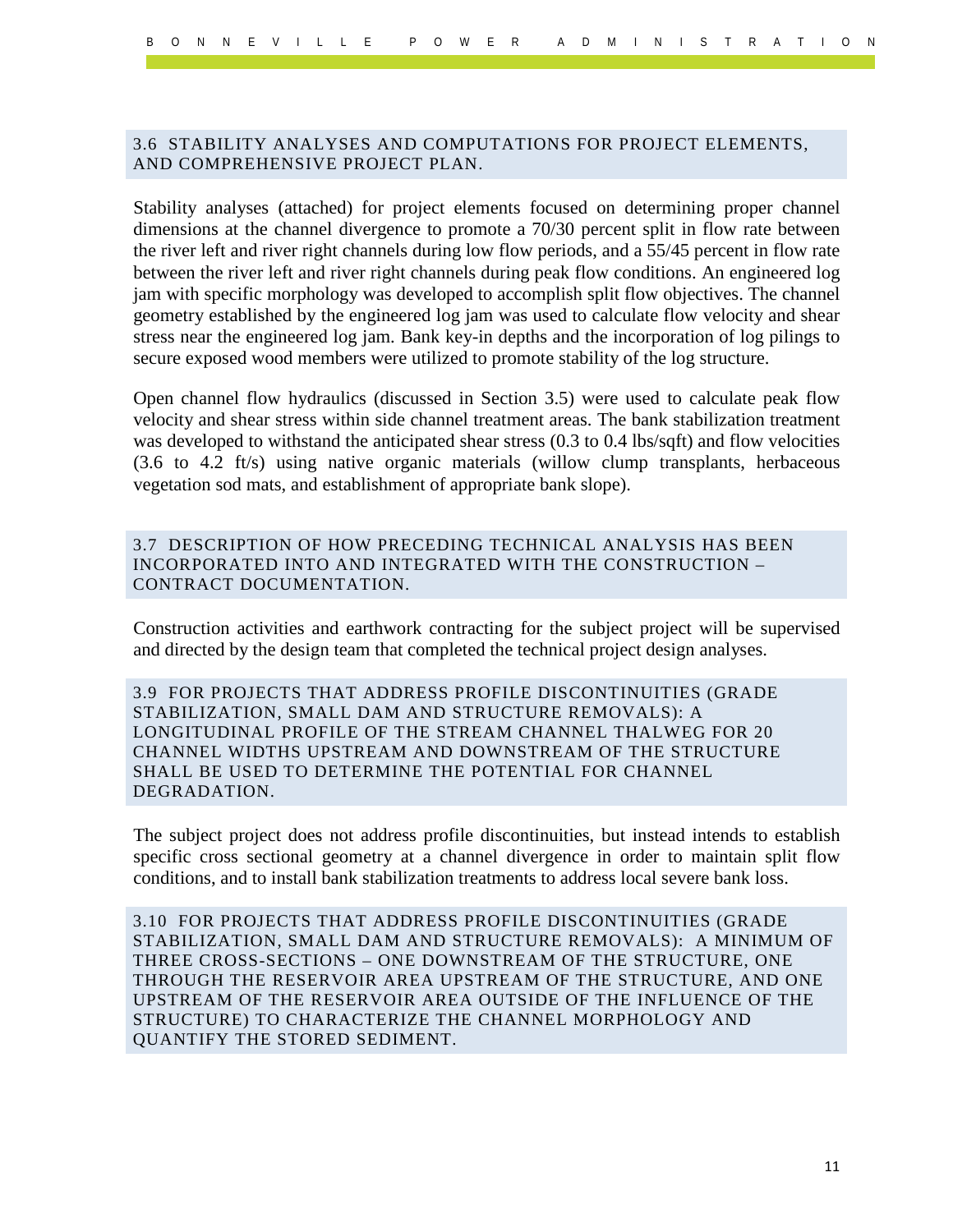## 3.6 STABILITY ANALYSES AND COMPUTATIONS FOR PROJECT ELEMENTS, AND COMPREHENSIVE PROJECT PLAN.

Stability analyses (attached) for project elements focused on determining proper channel dimensions at the channel divergence to promote a 70/30 percent split in flow rate between the river left and river right channels during low flow periods, and a 55/45 percent in flow rate between the river left and river right channels during peak flow conditions. An engineered log jam with specific morphology was developed to accomplish split flow objectives. The channel geometry established by the engineered log jam was used to calculate flow velocity and shear stress near the engineered log jam. Bank key-in depths and the incorporation of log pilings to secure exposed wood members were utilized to promote stability of the log structure.

Open channel flow hydraulics (discussed in Section 3.5) were used to calculate peak flow velocity and shear stress within side channel treatment areas. The bank stabilization treatment was developed to withstand the anticipated shear stress (0.3 to 0.4 lbs/sqft) and flow velocities (3.6 to 4.2 ft/s) using native organic materials (willow clump transplants, herbaceous vegetation sod mats, and establishment of appropriate bank slope).

## 3.7 DESCRIPTION OF HOW PRECEDING TECHNICAL ANALYSIS HAS BEEN INCORPORATED INTO AND INTEGRATED WITH THE CONSTRUCTION – CONTRACT DOCUMENTATION.

Construction activities and earthwork contracting for the subject project will be supervised and directed by the design team that completed the technical project design analyses.

## 3.9 FOR PROJECTS THAT ADDRESS PROFILE DISCONTINUITIES (GRADE STABILIZATION, SMALL DAM AND STRUCTURE REMOVALS): A LONGITUDINAL PROFILE OF THE STREAM CHANNEL THALWEG FOR 20 CHANNEL WIDTHS UPSTREAM AND DOWNSTREAM OF THE STRUCTURE SHALL BE USED TO DETERMINE THE POTENTIAL FOR CHANNEL DEGRADATION.

The subject project does not address profile discontinuities, but instead intends to establish specific cross sectional geometry at a channel divergence in order to maintain split flow conditions, and to install bank stabilization treatments to address local severe bank loss.

## 3.10 FOR PROJECTS THAT ADDRESS PROFILE DISCONTINUITIES (GRADE STABILIZATION, SMALL DAM AND STRUCTURE REMOVALS): A MINIMUM OF THREE CROSS-SECTIONS – ONE DOWNSTREAM OF THE STRUCTURE, ONE THROUGH THE RESERVOIR AREA UPSTREAM OF THE STRUCTURE, AND ONE UPSTREAM OF THE RESERVOIR AREA OUTSIDE OF THE INFLUENCE OF THE STRUCTURE) TO CHARACTERIZE THE CHANNEL MORPHOLOGY AND QUANTIFY THE STORED SEDIMENT.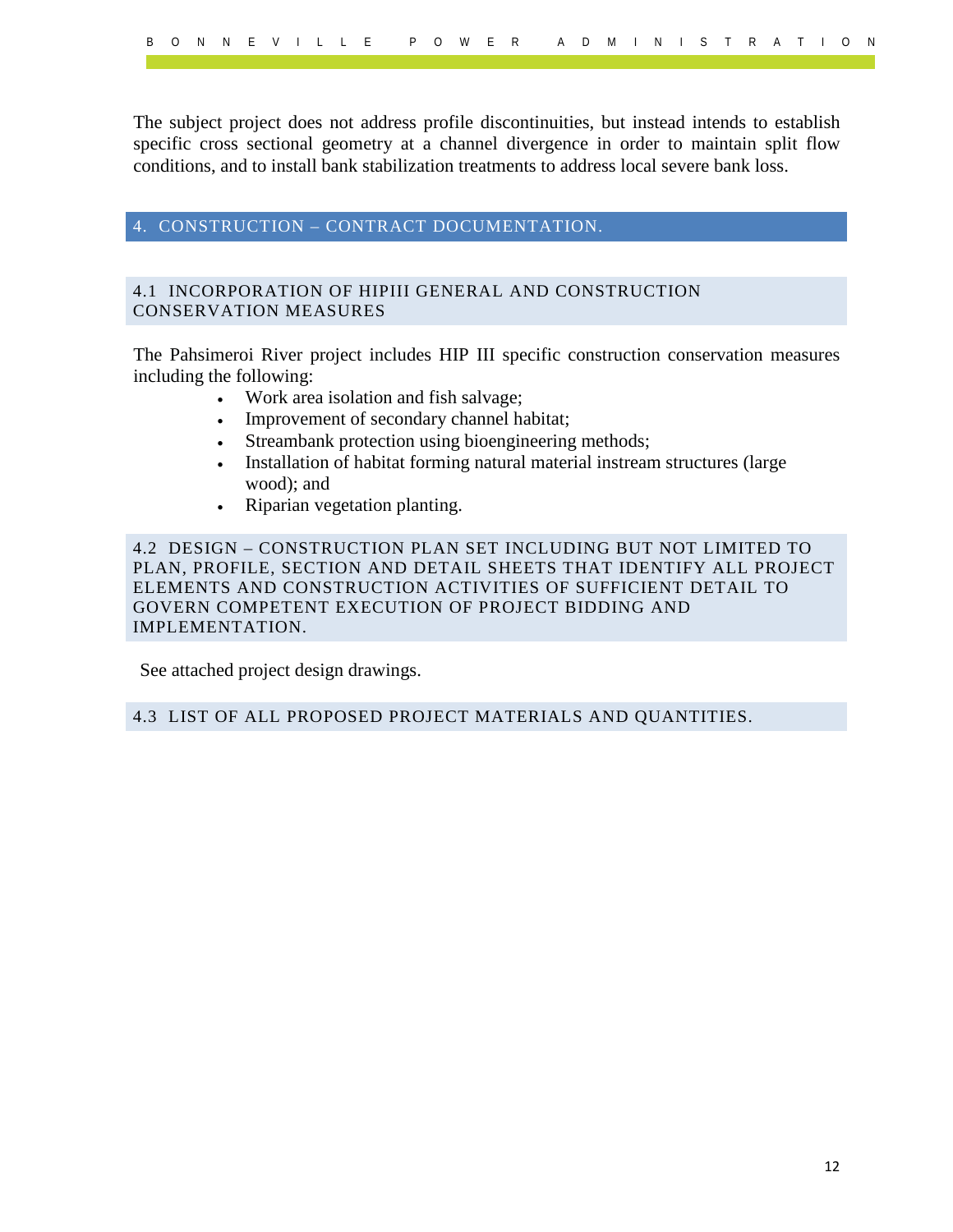The subject project does not address profile discontinuities, but instead intends to establish specific cross sectional geometry at a channel divergence in order to maintain split flow conditions, and to install bank stabilization treatments to address local severe bank loss.

## 4. CONSTRUCTION – CONTRACT DOCUMENTATION.

### 4.1 INCORPORATION OF HIPIII GENERAL AND CONSTRUCTION CONSERVATION MEASURES

The Pahsimeroi River project includes HIP III specific construction conservation measures including the following:

- Work area isolation and fish salvage;
- Improvement of secondary channel habitat;
- Streambank protection using bioengineering methods;
- Installation of habitat forming natural material instream structures (large wood); and
- Riparian vegetation planting.

### 4.2 DESIGN – CONSTRUCTION PLAN SET INCLUDING BUT NOT LIMITED TO PLAN, PROFILE, SECTION AND DETAIL SHEETS THAT IDENTIFY ALL PROJECT ELEMENTS AND CONSTRUCTION ACTIVITIES OF SUFFICIENT DETAIL TO GOVERN COMPETENT EXECUTION OF PROJECT BIDDING AND IMPLEMENTATION.

See attached project design drawings.

### 4.3 LIST OF ALL PROPOSED PROJECT MATERIALS AND QUANTITIES.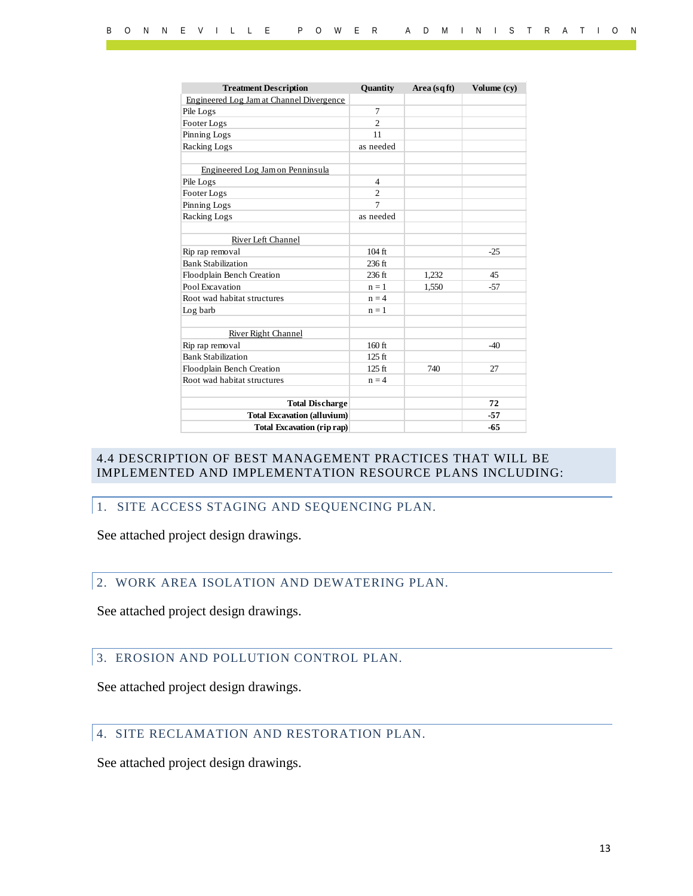| Treatment Description | Quantity | Area (sq ft) | Volume (cy) |
|---|---|---|---|
| Engineered Log Jam at Channel Divergence | | | |
| Pile Logs | 7 | | |
| Footer Logs | 2 | | |
| Pinning Logs | 11 | | |
| Racking Logs | as needed | | |
| | | | |
| Engineered Log Jam on Penninsula | | | |
| Pile Logs | 4 | | |
| Footer Logs | 2 | | |
| Pinning Logs | 7 | | |
| Racking Logs | as needed | | |
| | | | |
| River Left Channel | | | |
| Rip rap removal | 104 ft | | -25 |
| Bank Stabilization | 236 ft | | |
| Floodplain Bench Creation | 236 ft | 1,232 | 45 |
| Pool Excavation | n = 1 | 1,550 | -57 |
| Root wad habitat structures | n = 4 | | |
| Log barb | n = 1 | | |
| | | | |
| River Right Channel | | | |
| Rip rap removal | 160 ft | | -40 |
| Bank Stabilization | 125 ft | | |
| Floodplain Bench Creation | 125 ft | 740 | 27 |
| Root wad habitat structures | n = 4 | | |
| | | | |
| **Total Discharge** | | | **72** |
| **Total Excavation (alluvium)** | | | **-57** |
| **Total Excavation (rip rap)** | | | **-65** |

## 4.4 DESCRIPTION OF BEST MANAGEMENT PRACTICES THAT WILL BE IMPLEMENTED AND IMPLEMENTATION RESOURCE PLANS INCLUDING:

### 1. SITE ACCESS STAGING AND SEQUENCING PLAN.

See attached project design drawings.

### 2. WORK AREA ISOLATION AND DEWATERING PLAN.

See attached project design drawings.

### 3. EROSION AND POLLUTION CONTROL PLAN.

See attached project design drawings.

### 4. SITE RECLAMATION AND RESTORATION PLAN.

See attached project design drawings.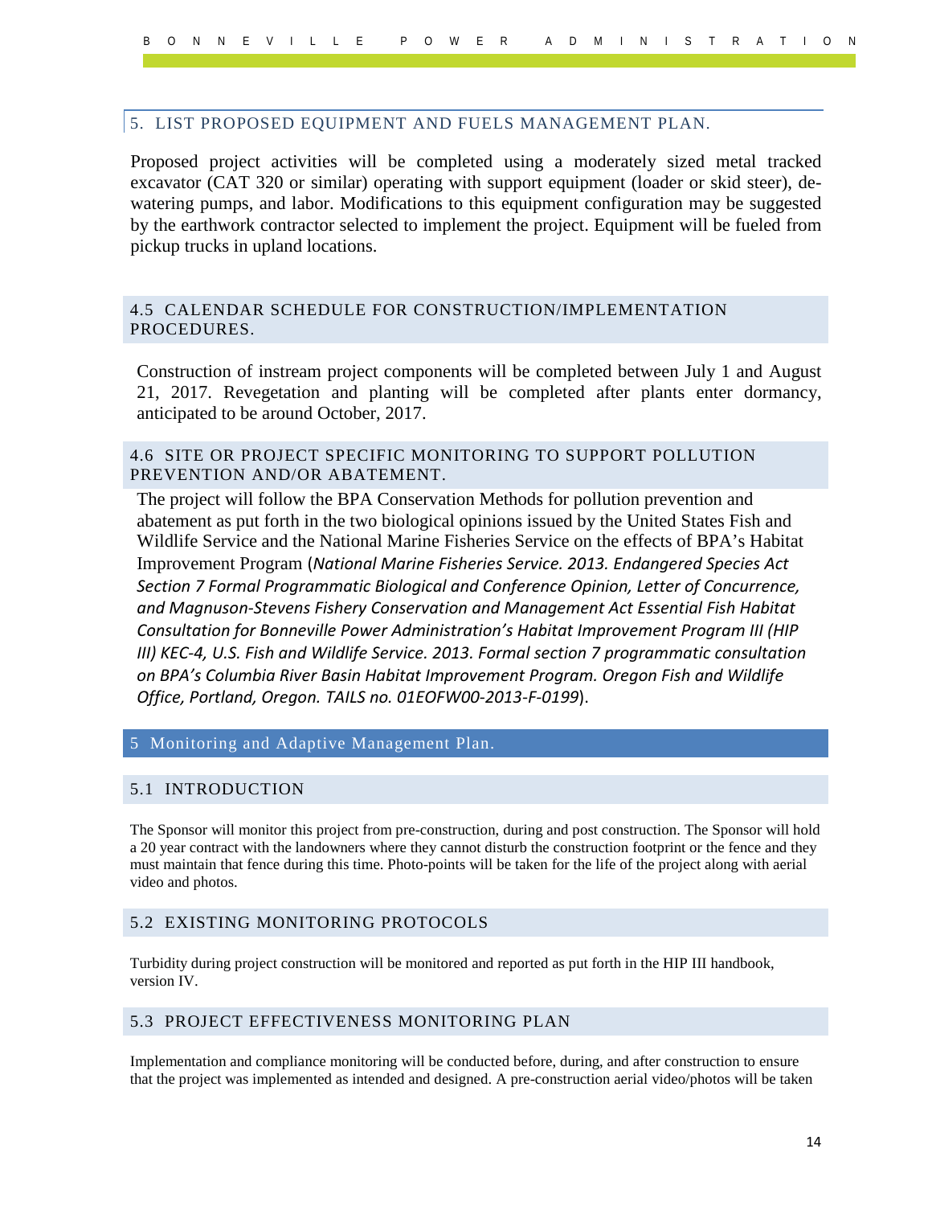## 5. LIST PROPOSED EQUIPMENT AND FUELS MANAGEMENT PLAN.

Proposed project activities will be completed using a moderately sized metal tracked excavator (CAT 320 or similar) operating with support equipment (loader or skid steer), de-watering pumps, and labor. Modifications to this equipment configuration may be suggested by the earthwork contractor selected to implement the project. Equipment will be fueled from pickup trucks in upland locations.

## 4.5 CALENDAR SCHEDULE FOR CONSTRUCTION/IMPLEMENTATION PROCEDURES.

Construction of instream project components will be completed between July 1 and August 21, 2017. Revegetation and planting will be completed after plants enter dormancy, anticipated to be around October, 2017.

## 4.6 SITE OR PROJECT SPECIFIC MONITORING TO SUPPORT POLLUTION PREVENTION AND/OR ABATEMENT.

The project will follow the BPA Conservation Methods for pollution prevention and abatement as put forth in the two biological opinions issued by the United States Fish and Wildlife Service and the National Marine Fisheries Service on the effects of BPA's Habitat Improvement Program (*National Marine Fisheries Service. 2013. Endangered Species Act Section 7 Formal Programmatic Biological and Conference Opinion, Letter of Concurrence, and Magnuson-Stevens Fishery Conservation and Management Act Essential Fish Habitat Consultation for Bonneville Power Administration's Habitat Improvement Program III (HIP III) KEC-4, U.S. Fish and Wildlife Service. 2013. Formal section 7 programmatic consultation on BPA's Columbia River Basin Habitat Improvement Program. Oregon Fish and Wildlife Office, Portland, Oregon. TAILS no. 01EOFW00-2013-F-0199*).

# 5 Monitoring and Adaptive Management Plan.

## 5.1 INTRODUCTION

The Sponsor will monitor this project from pre-construction, during and post construction. The Sponsor will hold a 20 year contract with the landowners where they cannot disturb the construction footprint or the fence and they must maintain that fence during this time. Photo-points will be taken for the life of the project along with aerial video and photos.

## 5.2 EXISTING MONITORING PROTOCOLS

Turbidity during project construction will be monitored and reported as put forth in the HIP III handbook, version IV.

## 5.3 PROJECT EFFECTIVENESS MONITORING PLAN

Implementation and compliance monitoring will be conducted before, during, and after construction to ensure that the project was implemented as intended and designed. A pre-construction aerial video/photos will be taken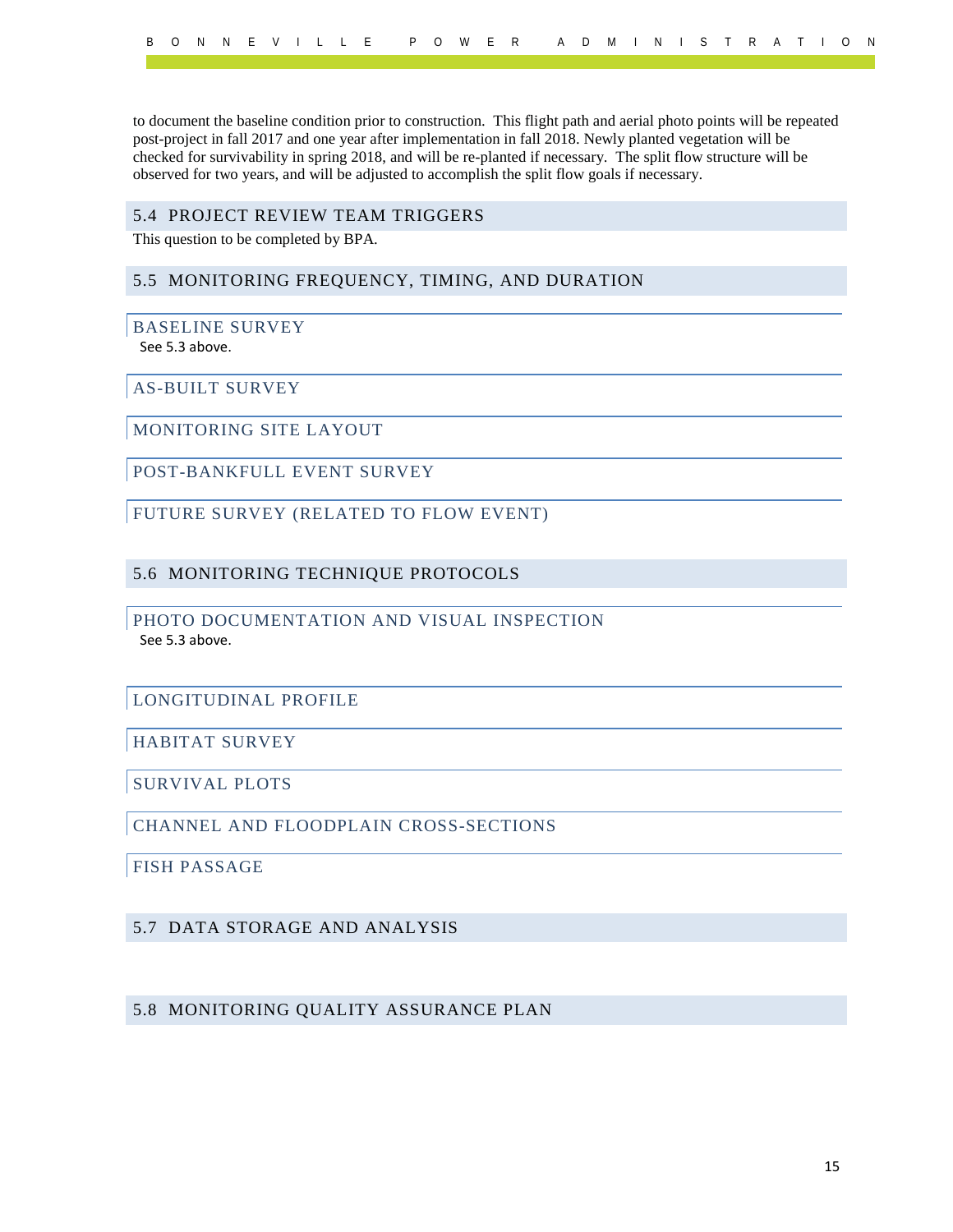to document the baseline condition prior to construction. This flight path and aerial photo points will be repeated post-project in fall 2017 and one year after implementation in fall 2018. Newly planted vegetation will be checked for survivability in spring 2018, and will be re-planted if necessary. The split flow structure will be observed for two years, and will be adjusted to accomplish the split flow goals if necessary.

## 5.4 PROJECT REVIEW TEAM TRIGGERS

This question to be completed by BPA.

## 5.5 MONITORING FREQUENCY, TIMING, AND DURATION

### BASELINE SURVEY

See 5.3 above.

### AS-BUILT SURVEY

### MONITORING SITE LAYOUT

### POST-BANKFULL EVENT SURVEY

### FUTURE SURVEY (RELATED TO FLOW EVENT)

## 5.6 MONITORING TECHNIQUE PROTOCOLS

### PHOTO DOCUMENTATION AND VISUAL INSPECTION

See 5.3 above.

### LONGITUDINAL PROFILE

### HABITAT SURVEY

### SURVIVAL PLOTS

### CHANNEL AND FLOODPLAIN CROSS-SECTIONS

### FISH PASSAGE

## 5.7 DATA STORAGE AND ANALYSIS

## 5.8 MONITORING QUALITY ASSURANCE PLAN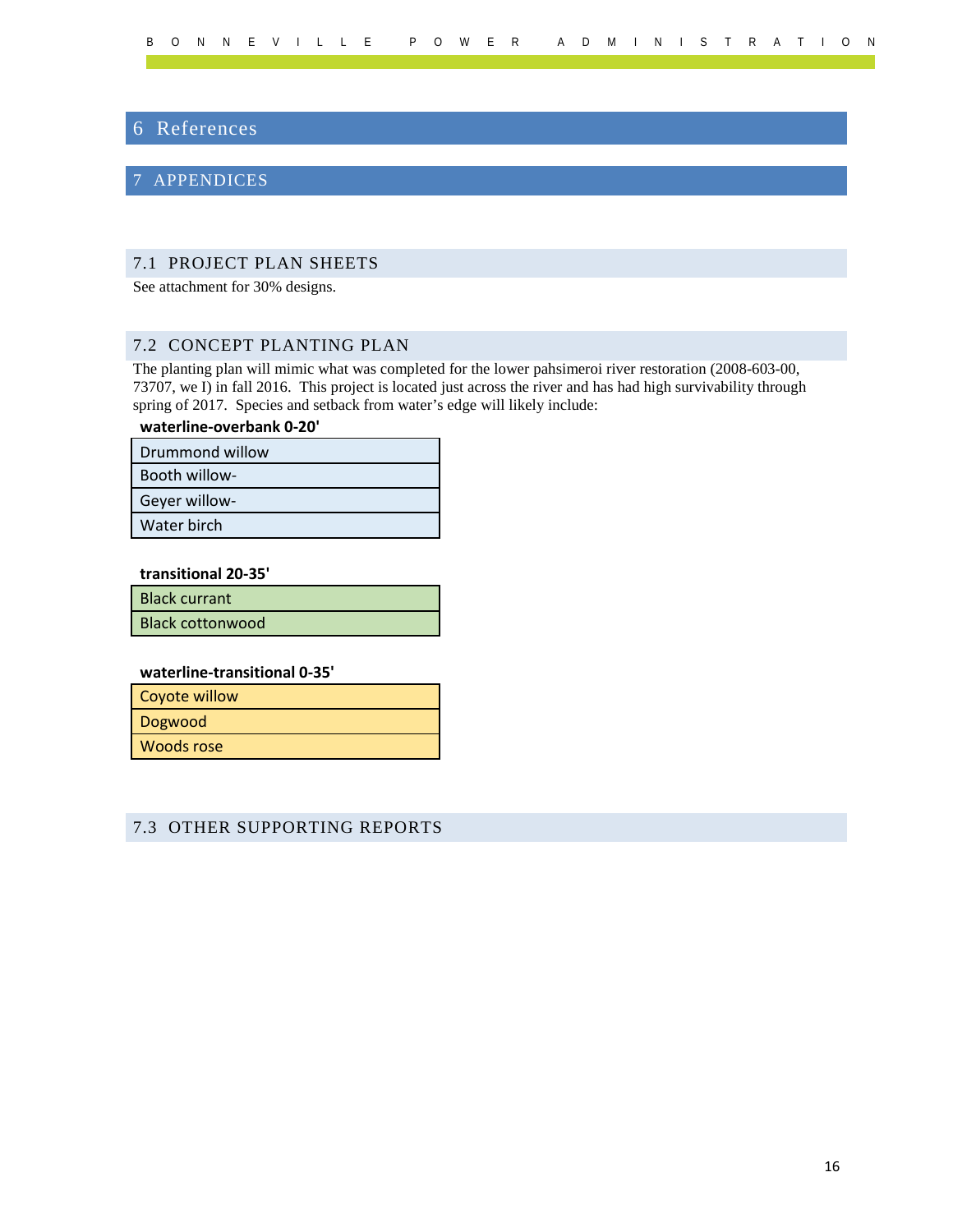# 6 References

# 7 APPENDICES

## 7.1 PROJECT PLAN SHEETS

See attachment for 30% designs.

## 7.2 CONCEPT PLANTING PLAN

The planting plan will mimic what was completed for the lower pahsimeroi river restoration (2008-603-00, 73707, we I) in fall 2016. This project is located just across the river and has had high survivability through spring of 2017. Species and setback from water's edge will likely include:

**waterline-overbank 0-20'**

| |
|---|
| Drummond willow |
| Booth willow- |
| Geyer willow- |
| Water birch |

**transitional 20-35'**

| |
|---|
| Black currant |
| Black cottonwood |

**waterline-transitional 0-35'**

| |
|---|
| Coyote willow |
| Dogwood |
| Woods rose |

## 7.3 OTHER SUPPORTING REPORTS